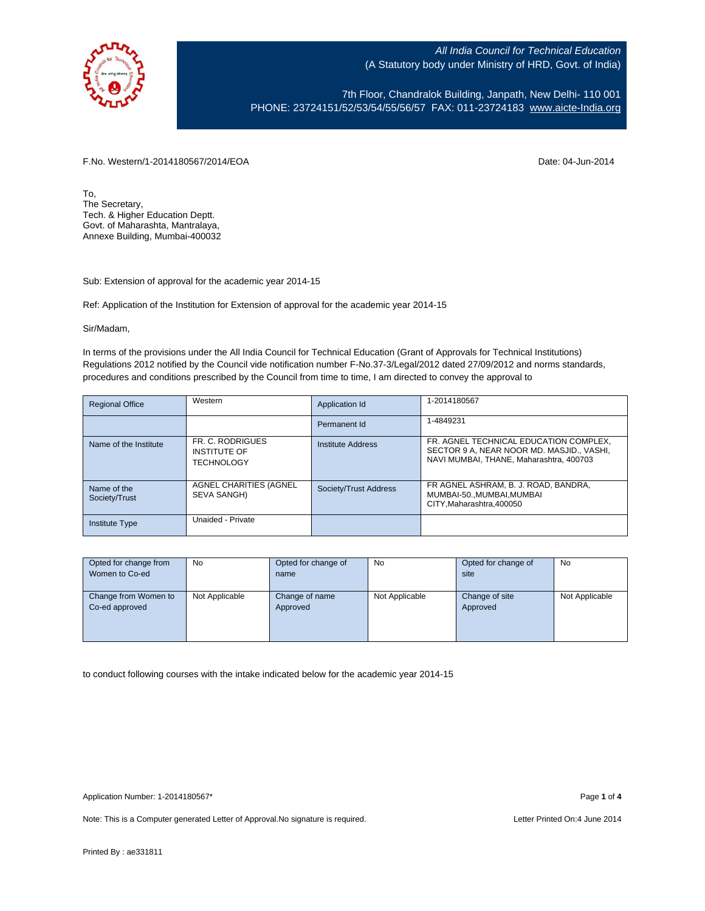*All India Council for Technical Education*
(A Statutory body under Ministry of HRD, Govt. of India)

7th Floor, Chandralok Building, Janpath, New Delhi- 110 001
PHONE: 23724151/52/53/54/55/56/57 FAX: 011-23724183 www.aicte-India.org

F.No. Western/1-2014180567/2014/EOA

Date: 04-Jun-2014

To,
The Secretary,
Tech. & Higher Education Deptt.
Govt. of Maharashta, Mantralaya,
Annexe Building, Mumbai-400032

Sub: Extension of approval for the academic year 2014-15

Ref: Application of the Institution for Extension of approval for the academic year 2014-15

Sir/Madam,

In terms of the provisions under the All India Council for Technical Education (Grant of Approvals for Technical Institutions) Regulations 2012 notified by the Council vide notification number F-No.37-3/Legal/2012 dated 27/09/2012 and norms standards, procedures and conditions prescribed by the Council from time to time, I am directed to convey the approval to

| Regional Office | Western | Application Id | 1-2014180567 |
|---|---|---|---|
| | | Permanent Id | 1-4849231 |
| Name of the Institute | FR. C. RODRIGUES INSTITUTE OF TECHNOLOGY | Institute Address | FR. AGNEL TECHNICAL EDUCATION COMPLEX, SECTOR 9 A, NEAR NOOR MD. MASJID., VASHI, NAVI MUMBAI, THANE, Maharashtra, 400703 |
| Name of the Society/Trust | AGNEL CHARITIES (AGNEL SEVA SANGH) | Society/Trust Address | FR AGNEL ASHRAM, B. J. ROAD, BANDRA, MUMBAI-50.,MUMBAI,MUMBAI CITY,Maharashtra,400050 |
| Institute Type | Unaided - Private | | |

| Opted for change from Women to Co-ed | No | Opted for change of name | No | Opted for change of site | No |
|---|---|---|---|---|---|
| Change from Women to Co-ed approved | Not Applicable | Change of name Approved | Not Applicable | Change of site Approved | Not Applicable |

to conduct following courses with the intake indicated below for the academic year 2014-15

Application Number: 1-2014180567*

Note: This is a Computer generated Letter of Approval.No signature is required.

Letter Printed On:4 June 2014

Printed By : ae331811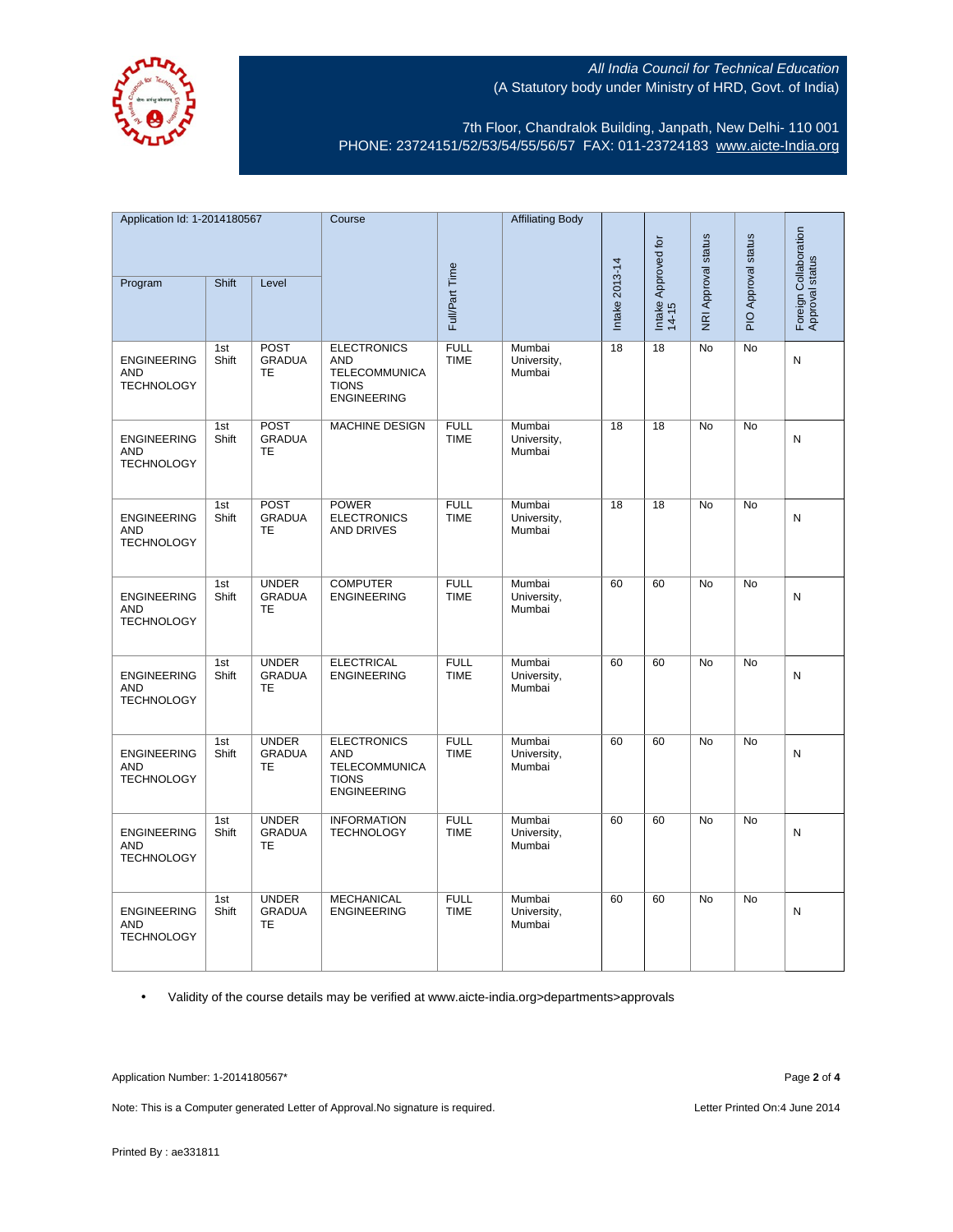All India Council for Technical Education
(A Statutory body under Ministry of HRD, Govt. of India)

7th Floor, Chandralok Building, Janpath, New Delhi- 110 001
PHONE: 23724151/52/53/54/55/56/57 FAX: 011-23724183 www.aicte-India.org

| Application Id: 1-2014180567 | | | Course | Full/Part Time | Affiliating Body | Intake 2013-14 | Intake Approved for 14-15 | NRI Approval status | PIO Approval status | Foreign Collaboration Approval status |
|---|---|---|---|---|---|---|---|---|---|---|
| Program | Shift | Level | | | | | | | | |
| ENGINEERING AND TECHNOLOGY | 1st Shift | POST GRADUATE | ELECTRONICS AND TELECOMMUNICATIONS ENGINEERING | FULL TIME | Mumbai University, Mumbai | 18 | 18 | No | No | N |
| ENGINEERING AND TECHNOLOGY | 1st Shift | POST GRADUATE | MACHINE DESIGN | FULL TIME | Mumbai University, Mumbai | 18 | 18 | No | No | N |
| ENGINEERING AND TECHNOLOGY | 1st Shift | POST GRADUATE | POWER ELECTRONICS AND DRIVES | FULL TIME | Mumbai University, Mumbai | 18 | 18 | No | No | N |
| ENGINEERING AND TECHNOLOGY | 1st Shift | UNDER GRADUATE | COMPUTER ENGINEERING | FULL TIME | Mumbai University, Mumbai | 60 | 60 | No | No | N |
| ENGINEERING AND TECHNOLOGY | 1st Shift | UNDER GRADUATE | ELECTRICAL ENGINEERING | FULL TIME | Mumbai University, Mumbai | 60 | 60 | No | No | N |
| ENGINEERING AND TECHNOLOGY | 1st Shift | UNDER GRADUATE | ELECTRONICS AND TELECOMMUNICATIONS ENGINEERING | FULL TIME | Mumbai University, Mumbai | 60 | 60 | No | No | N |
| ENGINEERING AND TECHNOLOGY | 1st Shift | UNDER GRADUATE | INFORMATION TECHNOLOGY | FULL TIME | Mumbai University, Mumbai | 60 | 60 | No | No | N |
| ENGINEERING AND TECHNOLOGY | 1st Shift | UNDER GRADUATE | MECHANICAL ENGINEERING | FULL TIME | Mumbai University, Mumbai | 60 | 60 | No | No | N |

- Validity of the course details may be verified at www.aicte-india.org>departments>approvals

Application Number: 1-2014180567*

Note: This is a Computer generated Letter of Approval.No signature is required.

Letter Printed On:4 June 2014

Printed By : ae331811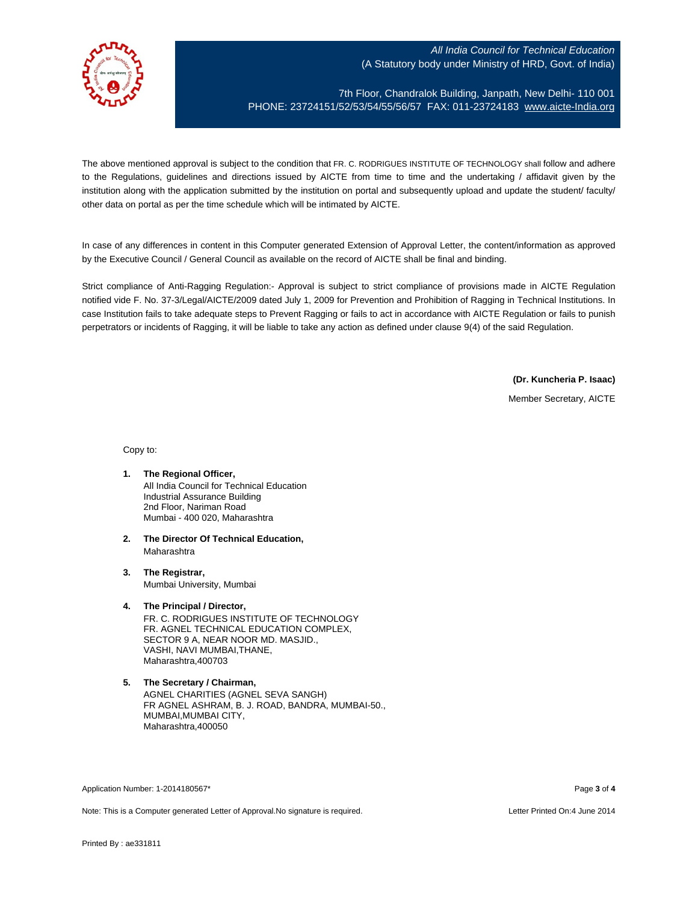All India Council for Technical Education
(A Statutory body under Ministry of HRD, Govt. of India)

7th Floor, Chandralok Building, Janpath, New Delhi- 110 001
PHONE: 23724151/52/53/54/55/56/57 FAX: 011-23724183 www.aicte-India.org

The above mentioned approval is subject to the condition that FR. C. RODRIGUES INSTITUTE OF TECHNOLOGY shall follow and adhere to the Regulations, guidelines and directions issued by AICTE from time to time and the undertaking / affidavit given by the institution along with the application submitted by the institution on portal and subsequently upload and update the student/ faculty/ other data on portal as per the time schedule which will be intimated by AICTE.

In case of any differences in content in this Computer generated Extension of Approval Letter, the content/information as approved by the Executive Council / General Council as available on the record of AICTE shall be final and binding.

Strict compliance of Anti-Ragging Regulation:- Approval is subject to strict compliance of provisions made in AICTE Regulation notified vide F. No. 37-3/Legal/AICTE/2009 dated July 1, 2009 for Prevention and Prohibition of Ragging in Technical Institutions. In case Institution fails to take adequate steps to Prevent Ragging or fails to act in accordance with AICTE Regulation or fails to punish perpetrators or incidents of Ragging, it will be liable to take any action as defined under clause 9(4) of the said Regulation.

**(Dr. Kuncheria P. Isaac)**
Member Secretary, AICTE

Copy to:

1. **The Regional Officer,**
   All India Council for Technical Education
   Industrial Assurance Building
   2nd Floor, Nariman Road
   Mumbai - 400 020, Maharashtra

2. **The Director Of Technical Education,**
   Maharashtra

3. **The Registrar,**
   Mumbai University, Mumbai

4. **The Principal / Director,**
   FR. C. RODRIGUES INSTITUTE OF TECHNOLOGY
   FR. AGNEL TECHNICAL EDUCATION COMPLEX,
   SECTOR 9 A, NEAR NOOR MD. MASJID.,
   VASHI, NAVI MUMBAI,THANE,
   Maharashtra,400703

5. **The Secretary / Chairman,**
   AGNEL CHARITIES (AGNEL SEVA SANGH)
   FR AGNEL ASHRAM, B. J. ROAD, BANDRA, MUMBAI-50.,
   MUMBAI,MUMBAI CITY,
   Maharashtra,400050

Application Number: 1-2014180567*

Note: This is a Computer generated Letter of Approval.No signature is required.

Letter Printed On:4 June 2014

Printed By : ae331811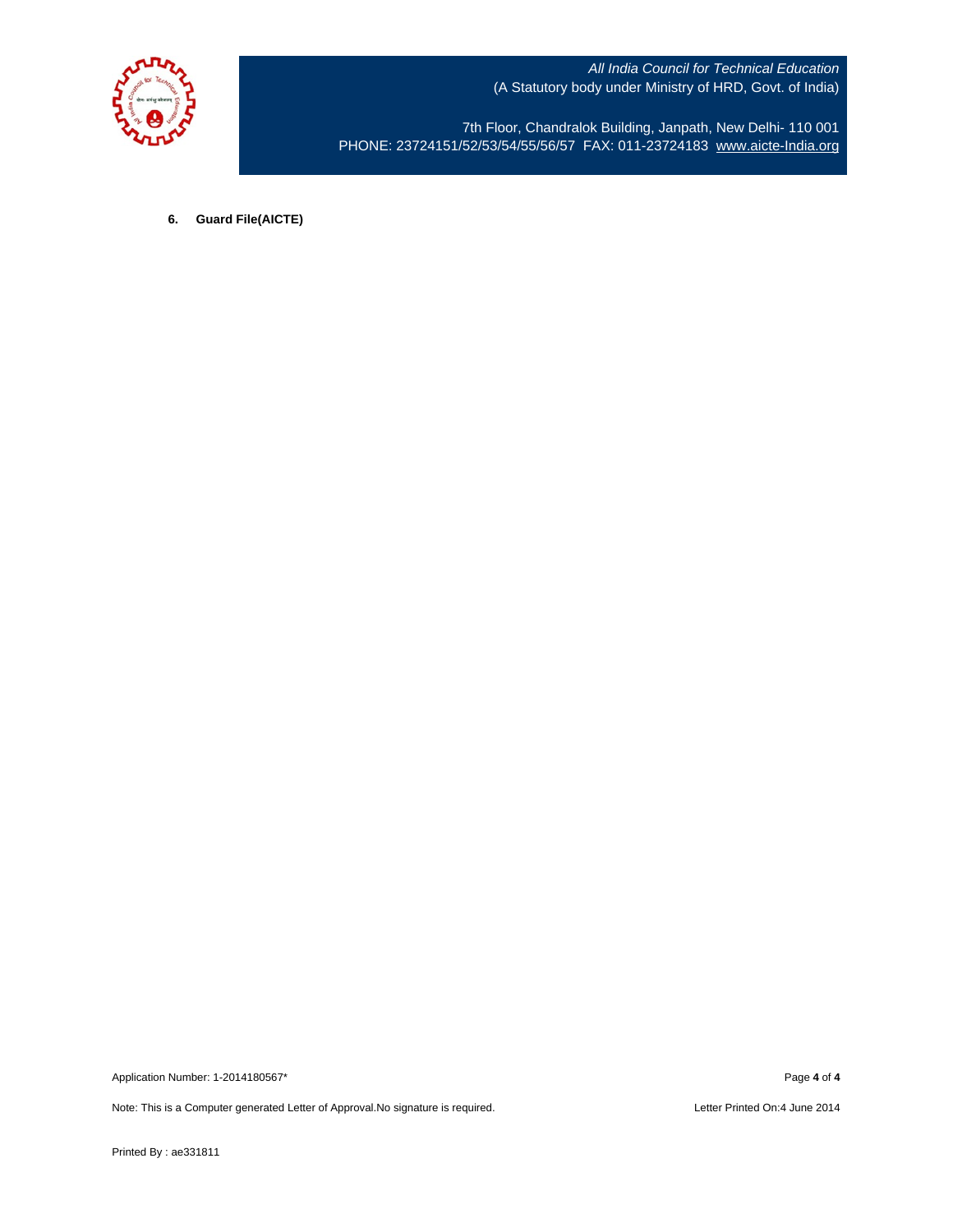6. **Guard File(AICTE)**